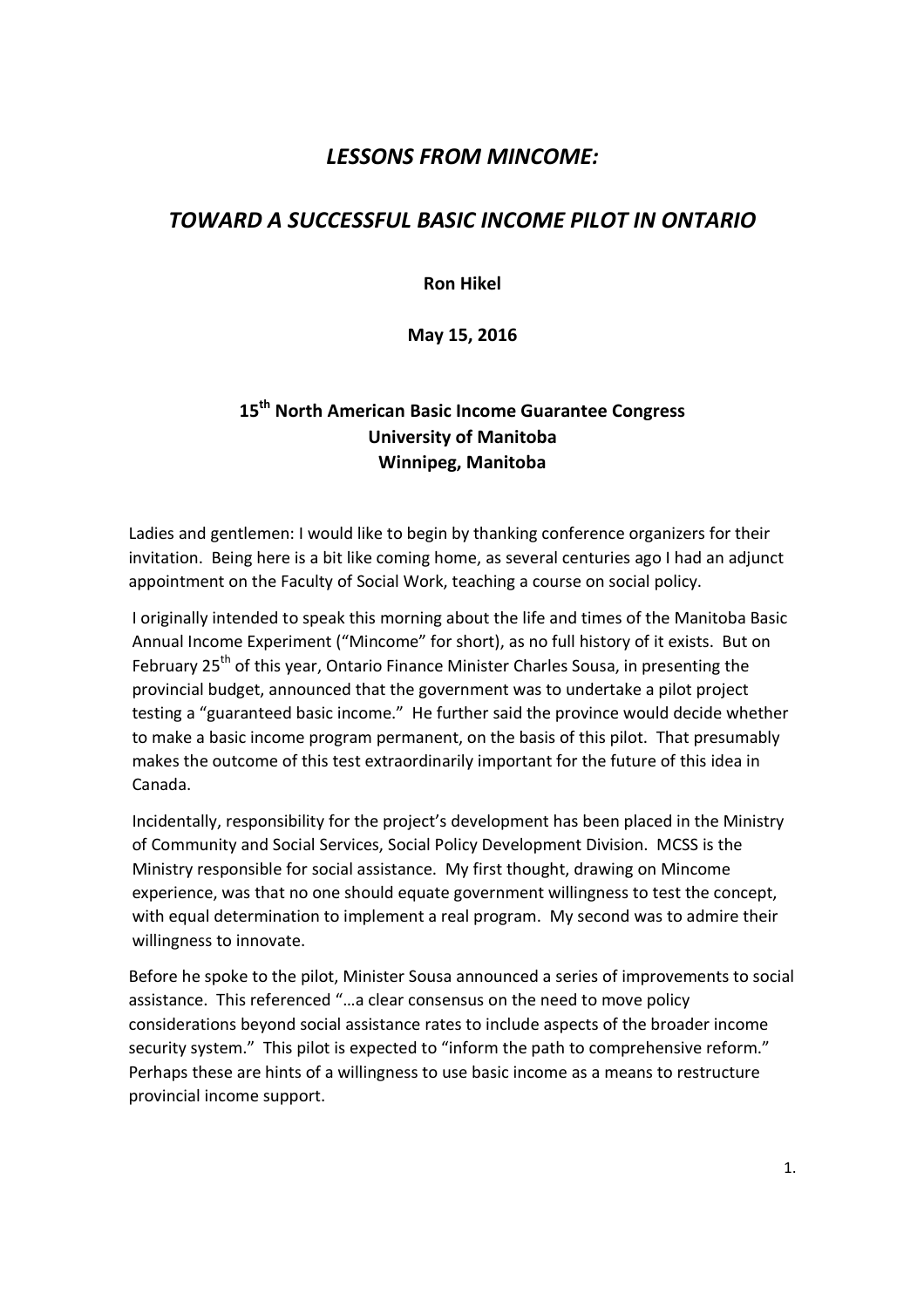# *LESSONS FROM MINCOME:*

# *TOWARD A SUCCESSFUL BASIC INCOME PILOT IN ONTARIO*

**Ron Hikel**

**May 15, 2016**

**15th North American Basic Income Guarantee Congress**
**University of Manitoba**
**Winnipeg, Manitoba**

Ladies and gentlemen: I would like to begin by thanking conference organizers for their invitation. Being here is a bit like coming home, as several centuries ago I had an adjunct appointment on the Faculty of Social Work, teaching a course on social policy.

I originally intended to speak this morning about the life and times of the Manitoba Basic Annual Income Experiment ("Mincome" for short), as no full history of it exists. But on February 25th of this year, Ontario Finance Minister Charles Sousa, in presenting the provincial budget, announced that the government was to undertake a pilot project testing a "guaranteed basic income." He further said the province would decide whether to make a basic income program permanent, on the basis of this pilot. That presumably makes the outcome of this test extraordinarily important for the future of this idea in Canada.

Incidentally, responsibility for the project's development has been placed in the Ministry of Community and Social Services, Social Policy Development Division. MCSS is the Ministry responsible for social assistance. My first thought, drawing on Mincome experience, was that no one should equate government willingness to test the concept, with equal determination to implement a real program. My second was to admire their willingness to innovate.

Before he spoke to the pilot, Minister Sousa announced a series of improvements to social assistance. This referenced "…a clear consensus on the need to move policy considerations beyond social assistance rates to include aspects of the broader income security system." This pilot is expected to "inform the path to comprehensive reform." Perhaps these are hints of a willingness to use basic income as a means to restructure provincial income support.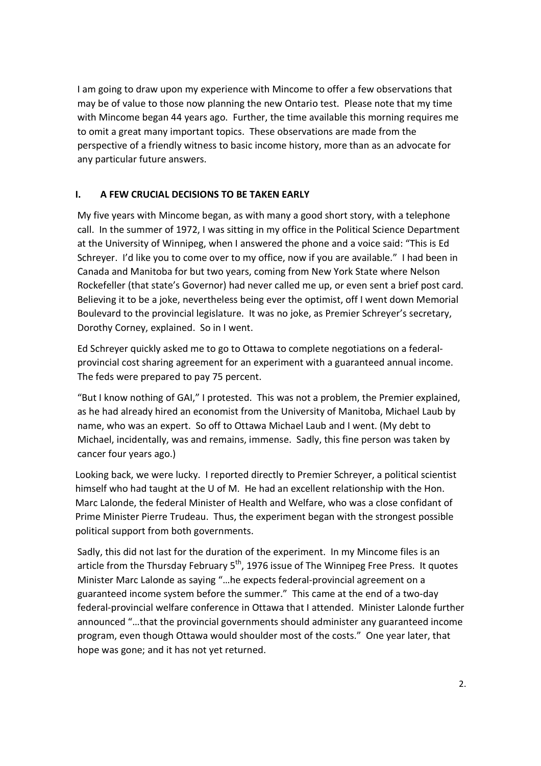I am going to draw upon my experience with Mincome to offer a few observations that may be of value to those now planning the new Ontario test. Please note that my time with Mincome began 44 years ago. Further, the time available this morning requires me to omit a great many important topics. These observations are made from the perspective of a friendly witness to basic income history, more than as an advocate for any particular future answers.

## I. A FEW CRUCIAL DECISIONS TO BE TAKEN EARLY

My five years with Mincome began, as with many a good short story, with a telephone call. In the summer of 1972, I was sitting in my office in the Political Science Department at the University of Winnipeg, when I answered the phone and a voice said: "This is Ed Schreyer. I'd like you to come over to my office, now if you are available." I had been in Canada and Manitoba for but two years, coming from New York State where Nelson Rockefeller (that state's Governor) had never called me up, or even sent a brief post card. Believing it to be a joke, nevertheless being ever the optimist, off I went down Memorial Boulevard to the provincial legislature. It was no joke, as Premier Schreyer's secretary, Dorothy Corney, explained. So in I went.

Ed Schreyer quickly asked me to go to Ottawa to complete negotiations on a federal-provincial cost sharing agreement for an experiment with a guaranteed annual income. The feds were prepared to pay 75 percent.

"But I know nothing of GAI," I protested. This was not a problem, the Premier explained, as he had already hired an economist from the University of Manitoba, Michael Laub by name, who was an expert. So off to Ottawa Michael Laub and I went. (My debt to Michael, incidentally, was and remains, immense. Sadly, this fine person was taken by cancer four years ago.)

Looking back, we were lucky. I reported directly to Premier Schreyer, a political scientist himself who had taught at the U of M. He had an excellent relationship with the Hon. Marc Lalonde, the federal Minister of Health and Welfare, who was a close confidant of Prime Minister Pierre Trudeau. Thus, the experiment began with the strongest possible political support from both governments.

Sadly, this did not last for the duration of the experiment. In my Mincome files is an article from the Thursday February 5th, 1976 issue of The Winnipeg Free Press. It quotes Minister Marc Lalonde as saying "…he expects federal-provincial agreement on a guaranteed income system before the summer." This came at the end of a two-day federal-provincial welfare conference in Ottawa that I attended. Minister Lalonde further announced "…that the provincial governments should administer any guaranteed income program, even though Ottawa would shoulder most of the costs." One year later, that hope was gone; and it has not yet returned.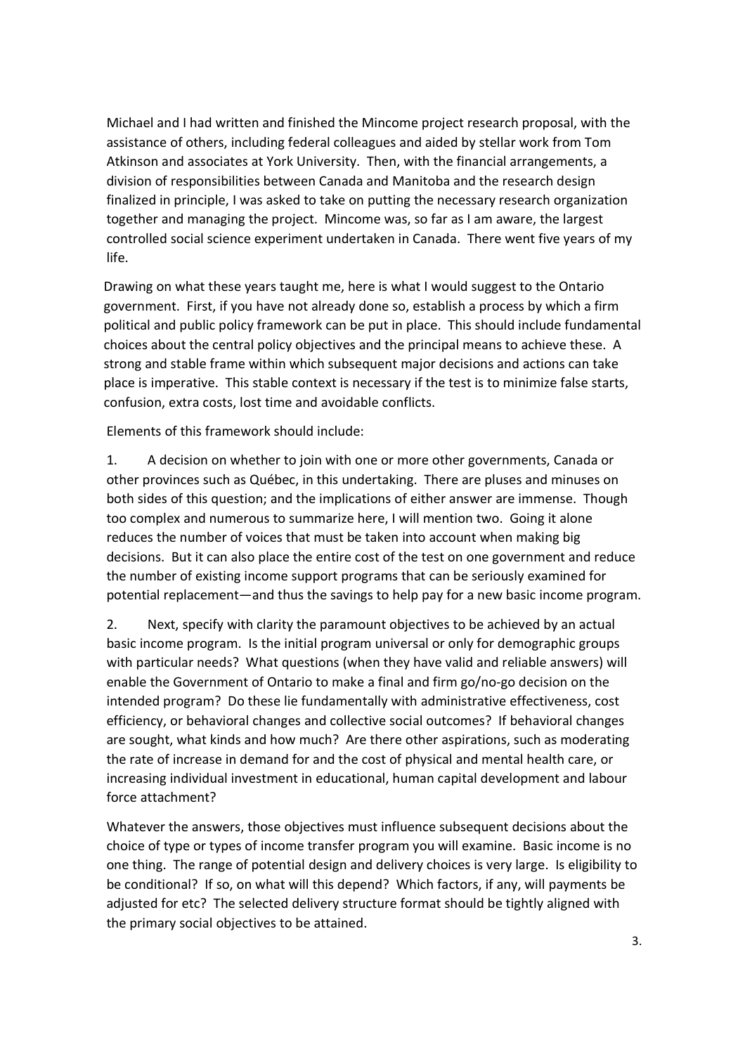Michael and I had written and finished the Mincome project research proposal, with the assistance of others, including federal colleagues and aided by stellar work from Tom Atkinson and associates at York University. Then, with the financial arrangements, a division of responsibilities between Canada and Manitoba and the research design finalized in principle, I was asked to take on putting the necessary research organization together and managing the project. Mincome was, so far as I am aware, the largest controlled social science experiment undertaken in Canada. There went five years of my life.

Drawing on what these years taught me, here is what I would suggest to the Ontario government. First, if you have not already done so, establish a process by which a firm political and public policy framework can be put in place. This should include fundamental choices about the central policy objectives and the principal means to achieve these. A strong and stable frame within which subsequent major decisions and actions can take place is imperative. This stable context is necessary if the test is to minimize false starts, confusion, extra costs, lost time and avoidable conflicts.

Elements of this framework should include:

1. A decision on whether to join with one or more other governments, Canada or other provinces such as Québec, in this undertaking. There are pluses and minuses on both sides of this question; and the implications of either answer are immense. Though too complex and numerous to summarize here, I will mention two. Going it alone reduces the number of voices that must be taken into account when making big decisions. But it can also place the entire cost of the test on one government and reduce the number of existing income support programs that can be seriously examined for potential replacement—and thus the savings to help pay for a new basic income program.

2. Next, specify with clarity the paramount objectives to be achieved by an actual basic income program. Is the initial program universal or only for demographic groups with particular needs? What questions (when they have valid and reliable answers) will enable the Government of Ontario to make a final and firm go/no-go decision on the intended program? Do these lie fundamentally with administrative effectiveness, cost efficiency, or behavioral changes and collective social outcomes? If behavioral changes are sought, what kinds and how much? Are there other aspirations, such as moderating the rate of increase in demand for and the cost of physical and mental health care, or increasing individual investment in educational, human capital development and labour force attachment?

Whatever the answers, those objectives must influence subsequent decisions about the choice of type or types of income transfer program you will examine. Basic income is no one thing. The range of potential design and delivery choices is very large. Is eligibility to be conditional? If so, on what will this depend? Which factors, if any, will payments be adjusted for etc? The selected delivery structure format should be tightly aligned with the primary social objectives to be attained.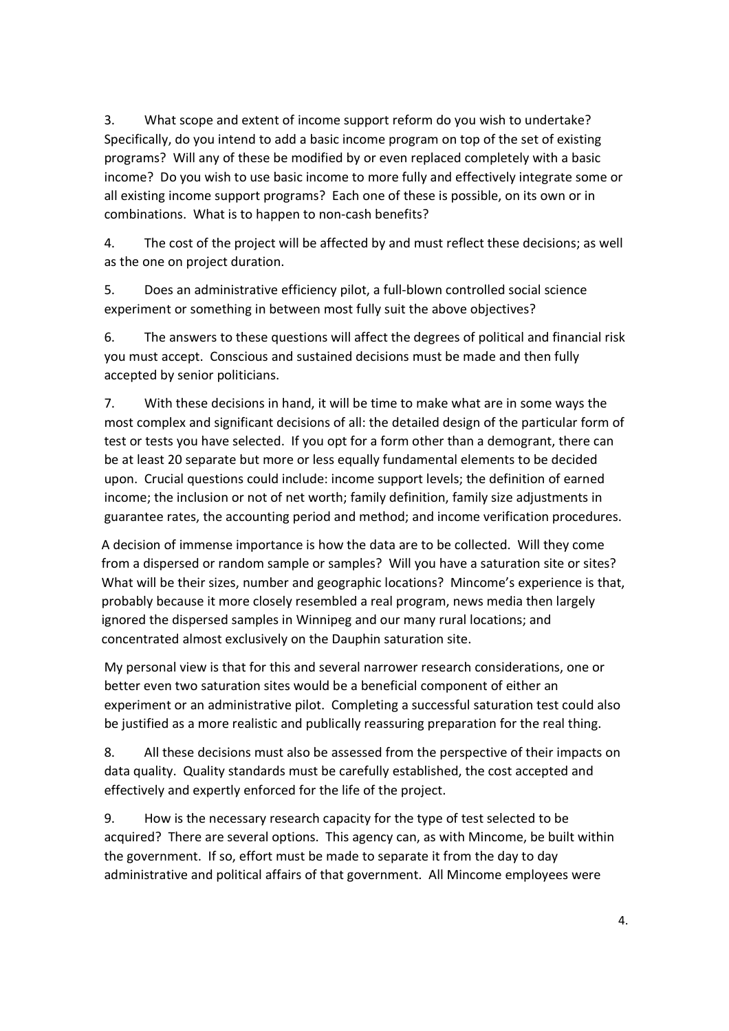3. What scope and extent of income support reform do you wish to undertake? Specifically, do you intend to add a basic income program on top of the set of existing programs? Will any of these be modified by or even replaced completely with a basic income? Do you wish to use basic income to more fully and effectively integrate some or all existing income support programs? Each one of these is possible, on its own or in combinations. What is to happen to non-cash benefits?

4. The cost of the project will be affected by and must reflect these decisions; as well as the one on project duration.

5. Does an administrative efficiency pilot, a full-blown controlled social science experiment or something in between most fully suit the above objectives?

6. The answers to these questions will affect the degrees of political and financial risk you must accept. Conscious and sustained decisions must be made and then fully accepted by senior politicians.

7. With these decisions in hand, it will be time to make what are in some ways the most complex and significant decisions of all: the detailed design of the particular form of test or tests you have selected. If you opt for a form other than a demogrant, there can be at least 20 separate but more or less equally fundamental elements to be decided upon. Crucial questions could include: income support levels; the definition of earned income; the inclusion or not of net worth; family definition, family size adjustments in guarantee rates, the accounting period and method; and income verification procedures.

A decision of immense importance is how the data are to be collected. Will they come from a dispersed or random sample or samples? Will you have a saturation site or sites? What will be their sizes, number and geographic locations? Mincome's experience is that, probably because it more closely resembled a real program, news media then largely ignored the dispersed samples in Winnipeg and our many rural locations; and concentrated almost exclusively on the Dauphin saturation site.

My personal view is that for this and several narrower research considerations, one or better even two saturation sites would be a beneficial component of either an experiment or an administrative pilot. Completing a successful saturation test could also be justified as a more realistic and publically reassuring preparation for the real thing.

8. All these decisions must also be assessed from the perspective of their impacts on data quality. Quality standards must be carefully established, the cost accepted and effectively and expertly enforced for the life of the project.

9. How is the necessary research capacity for the type of test selected to be acquired? There are several options. This agency can, as with Mincome, be built within the government. If so, effort must be made to separate it from the day to day administrative and political affairs of that government. All Mincome employees were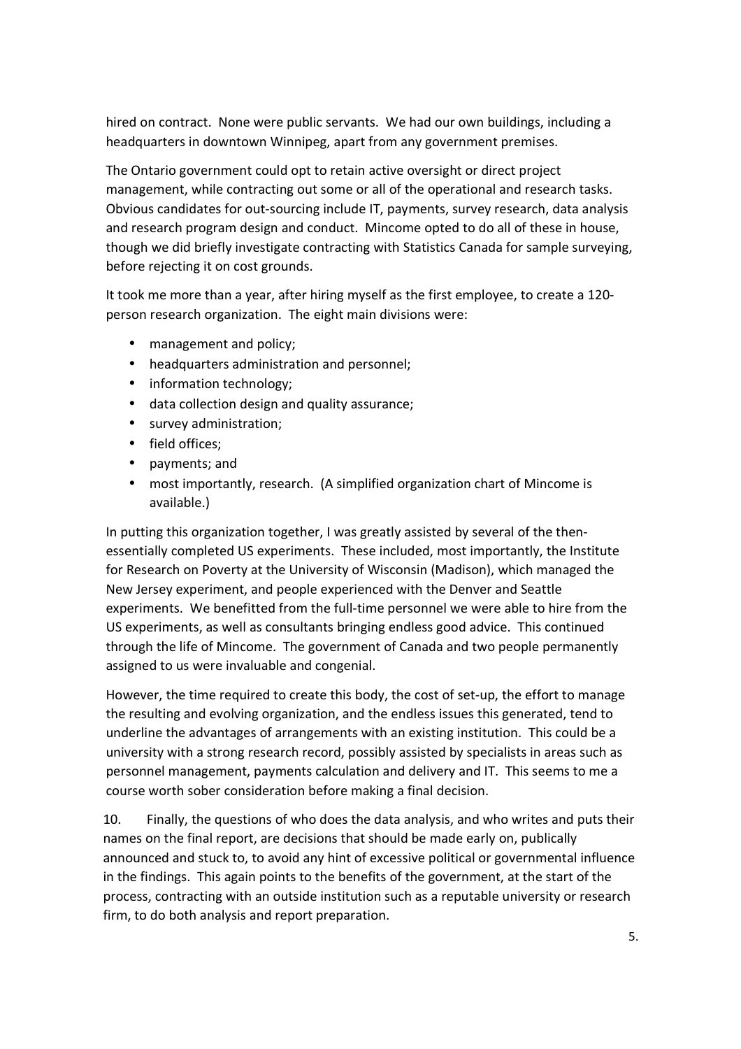hired on contract. None were public servants. We had our own buildings, including a headquarters in downtown Winnipeg, apart from any government premises.

The Ontario government could opt to retain active oversight or direct project management, while contracting out some or all of the operational and research tasks. Obvious candidates for out-sourcing include IT, payments, survey research, data analysis and research program design and conduct. Mincome opted to do all of these in house, though we did briefly investigate contracting with Statistics Canada for sample surveying, before rejecting it on cost grounds.

It took me more than a year, after hiring myself as the first employee, to create a 120-person research organization. The eight main divisions were:

- management and policy;
- headquarters administration and personnel;
- information technology;
- data collection design and quality assurance;
- survey administration;
- field offices;
- payments; and
- most importantly, research. (A simplified organization chart of Mincome is available.)

In putting this organization together, I was greatly assisted by several of the then-essentially completed US experiments. These included, most importantly, the Institute for Research on Poverty at the University of Wisconsin (Madison), which managed the New Jersey experiment, and people experienced with the Denver and Seattle experiments. We benefitted from the full-time personnel we were able to hire from the US experiments, as well as consultants bringing endless good advice. This continued through the life of Mincome. The government of Canada and two people permanently assigned to us were invaluable and congenial.

However, the time required to create this body, the cost of set-up, the effort to manage the resulting and evolving organization, and the endless issues this generated, tend to underline the advantages of arrangements with an existing institution. This could be a university with a strong research record, possibly assisted by specialists in areas such as personnel management, payments calculation and delivery and IT. This seems to me a course worth sober consideration before making a final decision.

10. Finally, the questions of who does the data analysis, and who writes and puts their names on the final report, are decisions that should be made early on, publically announced and stuck to, to avoid any hint of excessive political or governmental influence in the findings. This again points to the benefits of the government, at the start of the process, contracting with an outside institution such as a reputable university or research firm, to do both analysis and report preparation.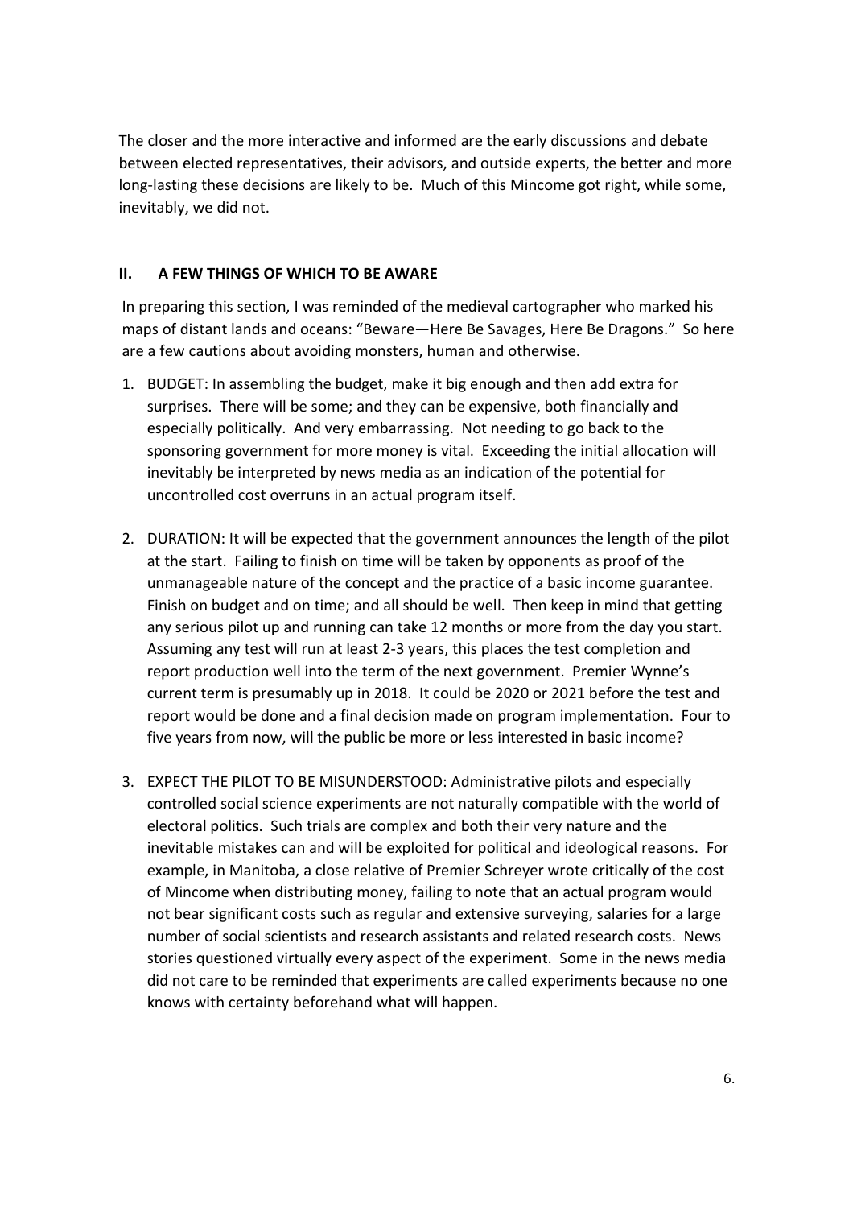The closer and the more interactive and informed are the early discussions and debate between elected representatives, their advisors, and outside experts, the better and more long-lasting these decisions are likely to be. Much of this Mincome got right, while some, inevitably, we did not.

## II. A FEW THINGS OF WHICH TO BE AWARE

In preparing this section, I was reminded of the medieval cartographer who marked his maps of distant lands and oceans: "Beware—Here Be Savages, Here Be Dragons." So here are a few cautions about avoiding monsters, human and otherwise.

1. BUDGET: In assembling the budget, make it big enough and then add extra for surprises. There will be some; and they can be expensive, both financially and especially politically. And very embarrassing. Not needing to go back to the sponsoring government for more money is vital. Exceeding the initial allocation will inevitably be interpreted by news media as an indication of the potential for uncontrolled cost overruns in an actual program itself.

2. DURATION: It will be expected that the government announces the length of the pilot at the start. Failing to finish on time will be taken by opponents as proof of the unmanageable nature of the concept and the practice of a basic income guarantee. Finish on budget and on time; and all should be well. Then keep in mind that getting any serious pilot up and running can take 12 months or more from the day you start. Assuming any test will run at least 2-3 years, this places the test completion and report production well into the term of the next government. Premier Wynne's current term is presumably up in 2018. It could be 2020 or 2021 before the test and report would be done and a final decision made on program implementation. Four to five years from now, will the public be more or less interested in basic income?

3. EXPECT THE PILOT TO BE MISUNDERSTOOD: Administrative pilots and especially controlled social science experiments are not naturally compatible with the world of electoral politics. Such trials are complex and both their very nature and the inevitable mistakes can and will be exploited for political and ideological reasons. For example, in Manitoba, a close relative of Premier Schreyer wrote critically of the cost of Mincome when distributing money, failing to note that an actual program would not bear significant costs such as regular and extensive surveying, salaries for a large number of social scientists and research assistants and related research costs. News stories questioned virtually every aspect of the experiment. Some in the news media did not care to be reminded that experiments are called experiments because no one knows with certainty beforehand what will happen.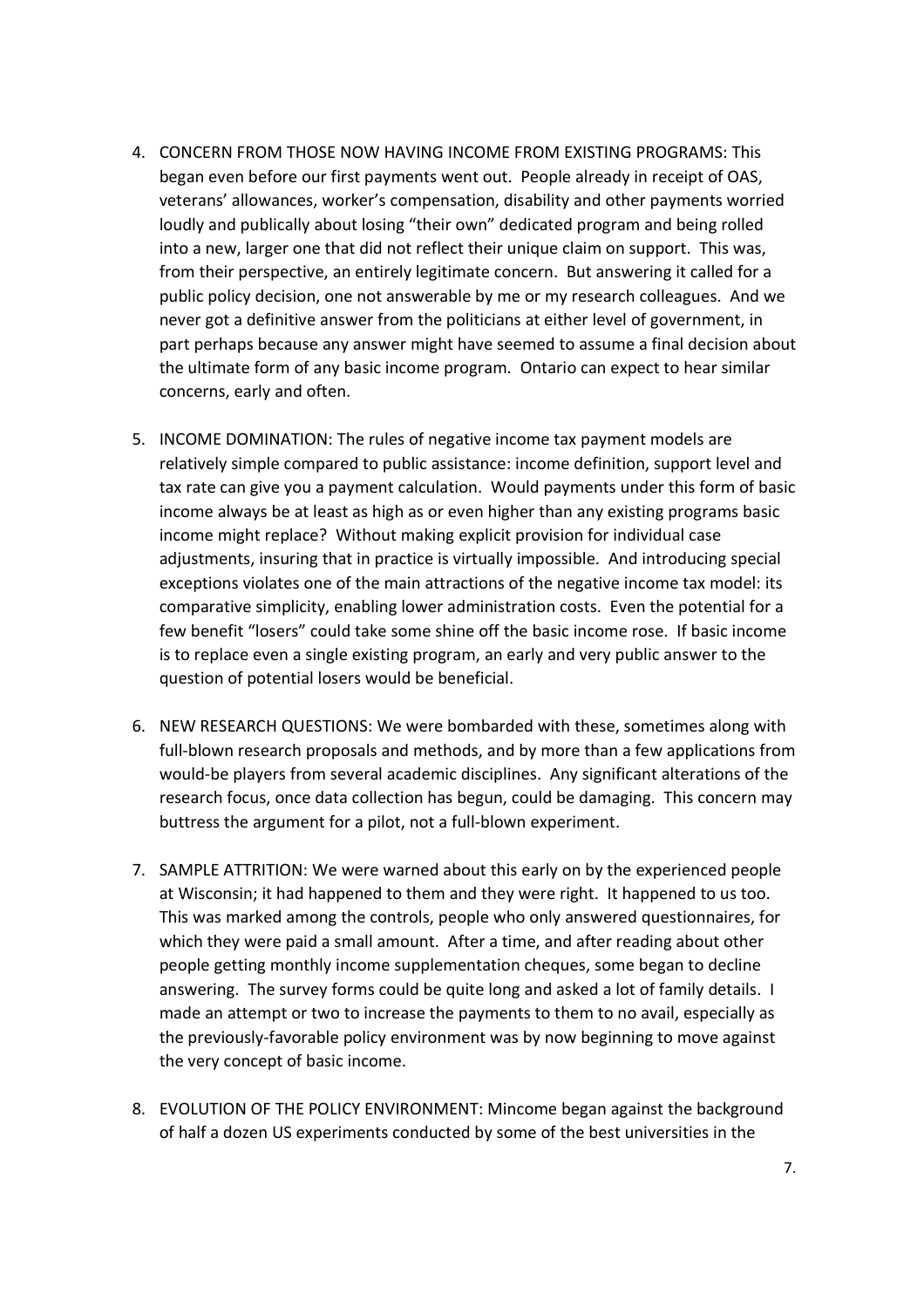4. CONCERN FROM THOSE NOW HAVING INCOME FROM EXISTING PROGRAMS: This began even before our first payments went out. People already in receipt of OAS, veterans' allowances, worker's compensation, disability and other payments worried loudly and publically about losing "their own" dedicated program and being rolled into a new, larger one that did not reflect their unique claim on support. This was, from their perspective, an entirely legitimate concern. But answering it called for a public policy decision, one not answerable by me or my research colleagues. And we never got a definitive answer from the politicians at either level of government, in part perhaps because any answer might have seemed to assume a final decision about the ultimate form of any basic income program. Ontario can expect to hear similar concerns, early and often.

5. INCOME DOMINATION: The rules of negative income tax payment models are relatively simple compared to public assistance: income definition, support level and tax rate can give you a payment calculation. Would payments under this form of basic income always be at least as high as or even higher than any existing programs basic income might replace? Without making explicit provision for individual case adjustments, insuring that in practice is virtually impossible. And introducing special exceptions violates one of the main attractions of the negative income tax model: its comparative simplicity, enabling lower administration costs. Even the potential for a few benefit "losers" could take some shine off the basic income rose. If basic income is to replace even a single existing program, an early and very public answer to the question of potential losers would be beneficial.

6. NEW RESEARCH QUESTIONS: We were bombarded with these, sometimes along with full-blown research proposals and methods, and by more than a few applications from would-be players from several academic disciplines. Any significant alterations of the research focus, once data collection has begun, could be damaging. This concern may buttress the argument for a pilot, not a full-blown experiment.

7. SAMPLE ATTRITION: We were warned about this early on by the experienced people at Wisconsin; it had happened to them and they were right. It happened to us too. This was marked among the controls, people who only answered questionnaires, for which they were paid a small amount. After a time, and after reading about other people getting monthly income supplementation cheques, some began to decline answering. The survey forms could be quite long and asked a lot of family details. I made an attempt or two to increase the payments to them to no avail, especially as the previously-favorable policy environment was by now beginning to move against the very concept of basic income.

8. EVOLUTION OF THE POLICY ENVIRONMENT: Mincome began against the background of half a dozen US experiments conducted by some of the best universities in the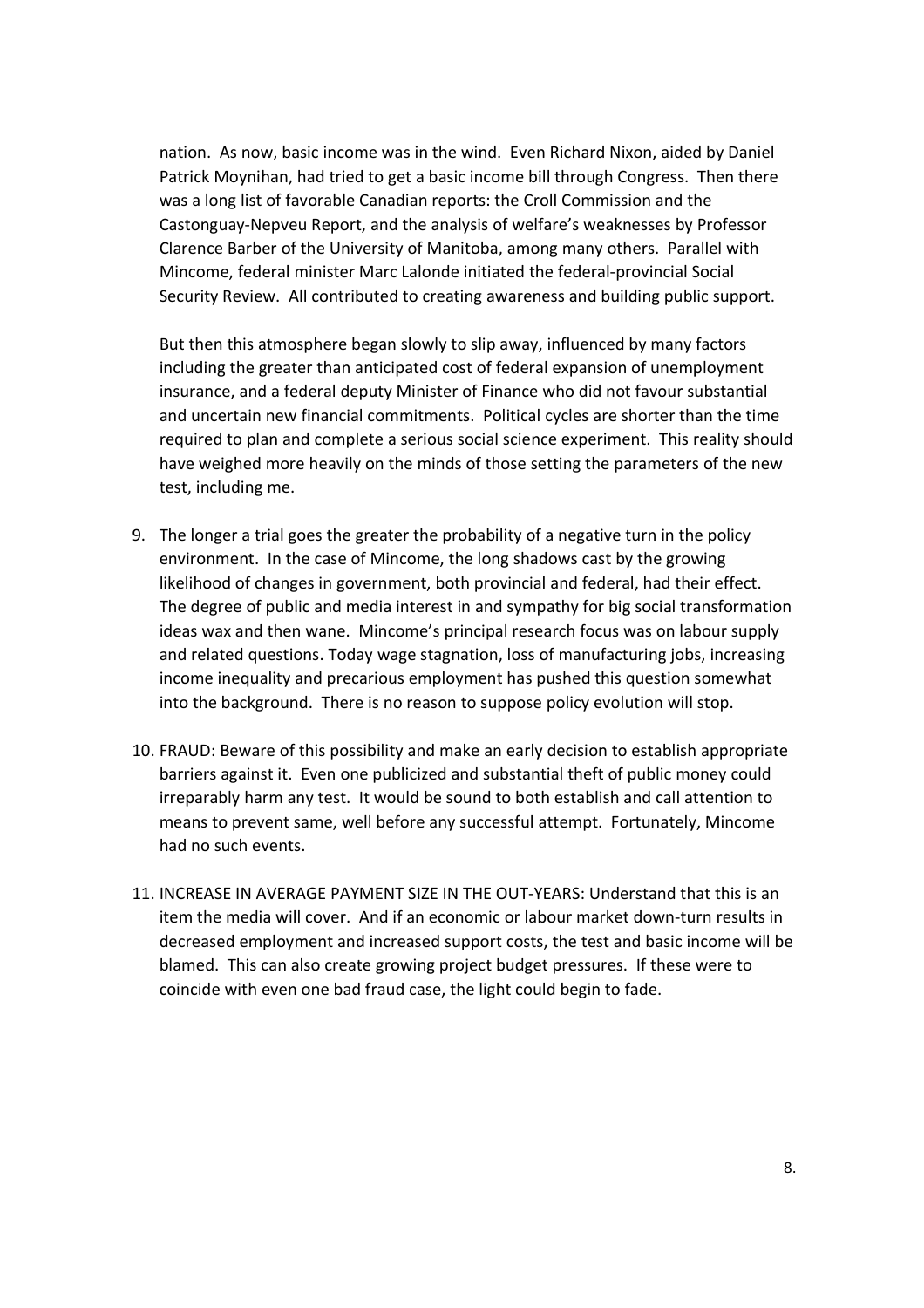nation. As now, basic income was in the wind. Even Richard Nixon, aided by Daniel Patrick Moynihan, had tried to get a basic income bill through Congress. Then there was a long list of favorable Canadian reports: the Croll Commission and the Castonguay-Nepveu Report, and the analysis of welfare's weaknesses by Professor Clarence Barber of the University of Manitoba, among many others. Parallel with Mincome, federal minister Marc Lalonde initiated the federal-provincial Social Security Review. All contributed to creating awareness and building public support.

But then this atmosphere began slowly to slip away, influenced by many factors including the greater than anticipated cost of federal expansion of unemployment insurance, and a federal deputy Minister of Finance who did not favour substantial and uncertain new financial commitments. Political cycles are shorter than the time required to plan and complete a serious social science experiment. This reality should have weighed more heavily on the minds of those setting the parameters of the new test, including me.

9. The longer a trial goes the greater the probability of a negative turn in the policy environment. In the case of Mincome, the long shadows cast by the growing likelihood of changes in government, both provincial and federal, had their effect. The degree of public and media interest in and sympathy for big social transformation ideas wax and then wane. Mincome's principal research focus was on labour supply and related questions. Today wage stagnation, loss of manufacturing jobs, increasing income inequality and precarious employment has pushed this question somewhat into the background. There is no reason to suppose policy evolution will stop.

10. FRAUD: Beware of this possibility and make an early decision to establish appropriate barriers against it. Even one publicized and substantial theft of public money could irreparably harm any test. It would be sound to both establish and call attention to means to prevent same, well before any successful attempt. Fortunately, Mincome had no such events.

11. INCREASE IN AVERAGE PAYMENT SIZE IN THE OUT-YEARS: Understand that this is an item the media will cover. And if an economic or labour market down-turn results in decreased employment and increased support costs, the test and basic income will be blamed. This can also create growing project budget pressures. If these were to coincide with even one bad fraud case, the light could begin to fade.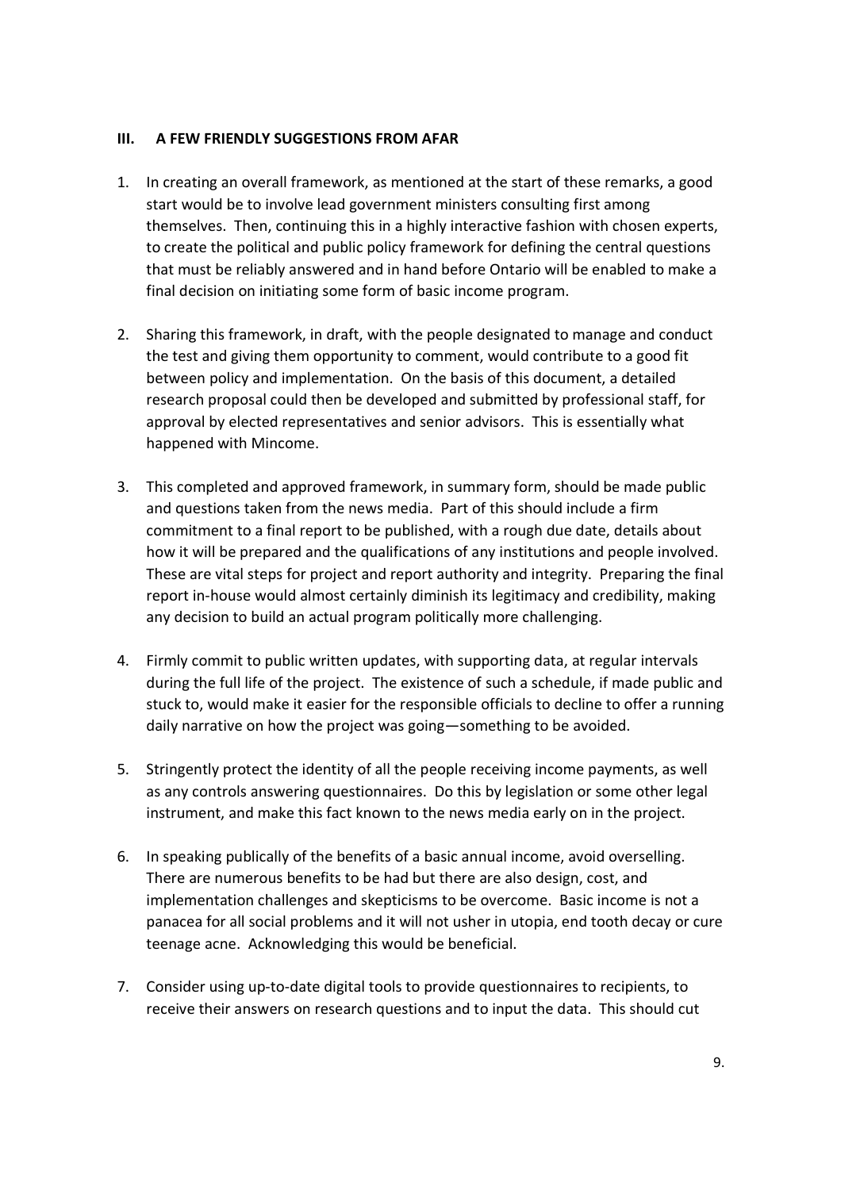## III. A FEW FRIENDLY SUGGESTIONS FROM AFAR

1. In creating an overall framework, as mentioned at the start of these remarks, a good start would be to involve lead government ministers consulting first among themselves. Then, continuing this in a highly interactive fashion with chosen experts, to create the political and public policy framework for defining the central questions that must be reliably answered and in hand before Ontario will be enabled to make a final decision on initiating some form of basic income program.

2. Sharing this framework, in draft, with the people designated to manage and conduct the test and giving them opportunity to comment, would contribute to a good fit between policy and implementation. On the basis of this document, a detailed research proposal could then be developed and submitted by professional staff, for approval by elected representatives and senior advisors. This is essentially what happened with Mincome.

3. This completed and approved framework, in summary form, should be made public and questions taken from the news media. Part of this should include a firm commitment to a final report to be published, with a rough due date, details about how it will be prepared and the qualifications of any institutions and people involved. These are vital steps for project and report authority and integrity. Preparing the final report in-house would almost certainly diminish its legitimacy and credibility, making any decision to build an actual program politically more challenging.

4. Firmly commit to public written updates, with supporting data, at regular intervals during the full life of the project. The existence of such a schedule, if made public and stuck to, would make it easier for the responsible officials to decline to offer a running daily narrative on how the project was going—something to be avoided.

5. Stringently protect the identity of all the people receiving income payments, as well as any controls answering questionnaires. Do this by legislation or some other legal instrument, and make this fact known to the news media early on in the project.

6. In speaking publically of the benefits of a basic annual income, avoid overselling. There are numerous benefits to be had but there are also design, cost, and implementation challenges and skepticisms to be overcome. Basic income is not a panacea for all social problems and it will not usher in utopia, end tooth decay or cure teenage acne. Acknowledging this would be beneficial.

7. Consider using up-to-date digital tools to provide questionnaires to recipients, to receive their answers on research questions and to input the data. This should cut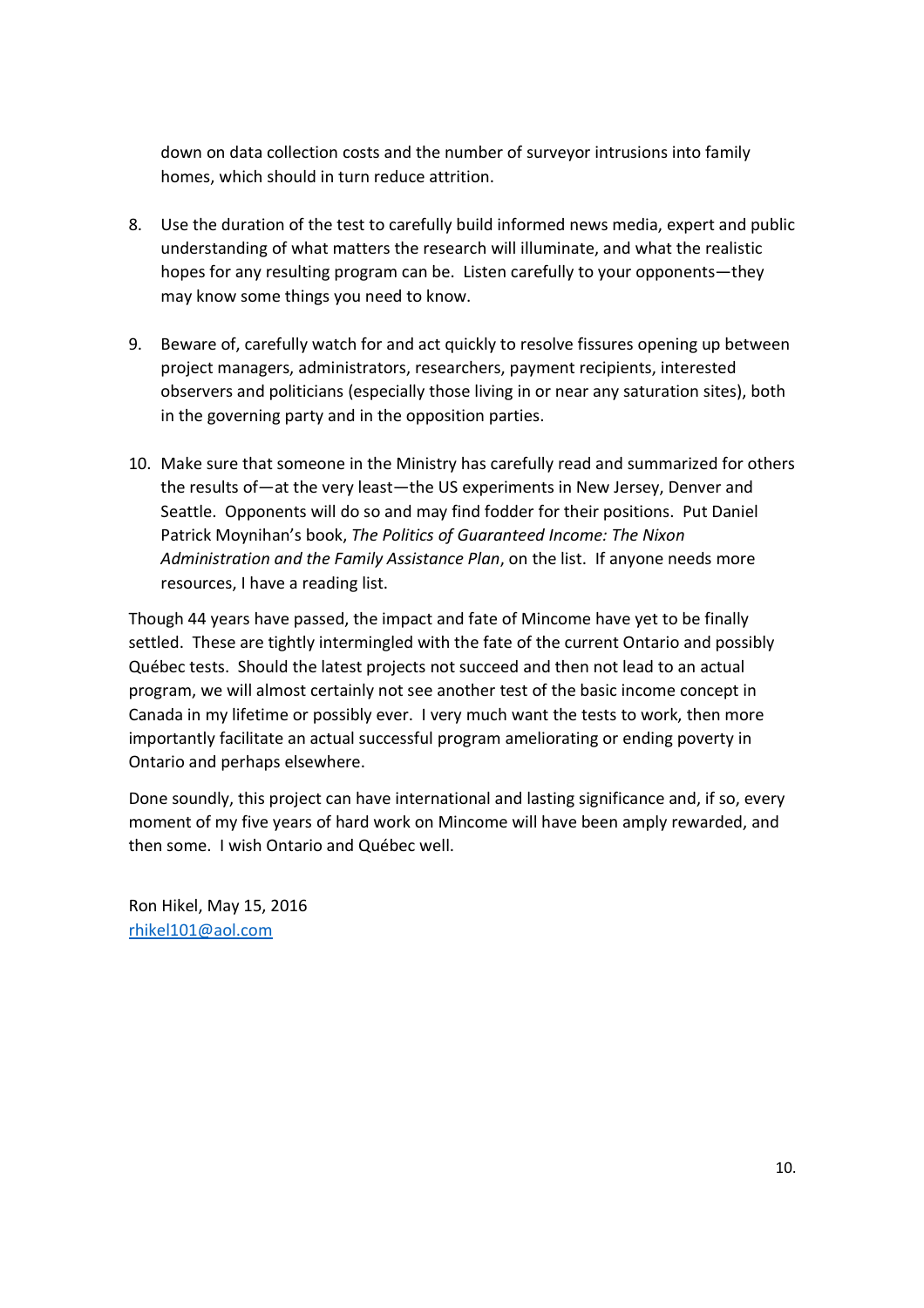down on data collection costs and the number of surveyor intrusions into family homes, which should in turn reduce attrition.

8. Use the duration of the test to carefully build informed news media, expert and public understanding of what matters the research will illuminate, and what the realistic hopes for any resulting program can be. Listen carefully to your opponents—they may know some things you need to know.

9. Beware of, carefully watch for and act quickly to resolve fissures opening up between project managers, administrators, researchers, payment recipients, interested observers and politicians (especially those living in or near any saturation sites), both in the governing party and in the opposition parties.

10. Make sure that someone in the Ministry has carefully read and summarized for others the results of—at the very least—the US experiments in New Jersey, Denver and Seattle. Opponents will do so and may find fodder for their positions. Put Daniel Patrick Moynihan's book, *The Politics of Guaranteed Income: The Nixon Administration and the Family Assistance Plan*, on the list. If anyone needs more resources, I have a reading list.

Though 44 years have passed, the impact and fate of Mincome have yet to be finally settled. These are tightly intermingled with the fate of the current Ontario and possibly Québec tests. Should the latest projects not succeed and then not lead to an actual program, we will almost certainly not see another test of the basic income concept in Canada in my lifetime or possibly ever. I very much want the tests to work, then more importantly facilitate an actual successful program ameliorating or ending poverty in Ontario and perhaps elsewhere.

Done soundly, this project can have international and lasting significance and, if so, every moment of my five years of hard work on Mincome will have been amply rewarded, and then some. I wish Ontario and Québec well.

Ron Hikel, May 15, 2016
rhikel101@aol.com